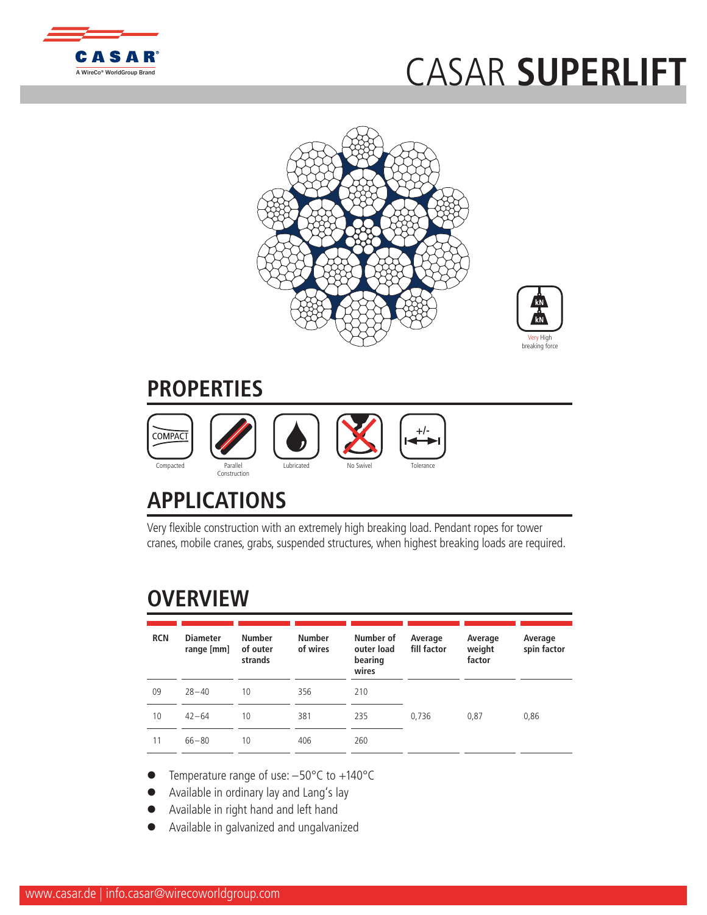# CASAR **SUPERLIFT**

Very High breaking force

## PROPERTIES

Compacted | Parallel Construction | Lubricated | No Swivel | Tolerance

## APPLICATIONS

Very flexible construction with an extremely high breaking load. Pendant ropes for tower cranes, mobile cranes, grabs, suspended structures, when highest breaking loads are required.

## OVERVIEW

| RCN | Diameter range [mm] | Number of outer strands | Number of wires | Number of outer load bearing wires | Average fill factor | Average weight factor | Average spin factor |
|---|---|---|---|---|---|---|---|
| 09 | 28 – 40 | 10 | 356 | 210 | | | |
| 10 | 42 – 64 | 10 | 381 | 235 | 0,736 | 0,87 | 0,86 |
| 11 | 66 – 80 | 10 | 406 | 260 | | | |

- Temperature range of use: −50°C to +140°C
- Available in ordinary lay and Lang's lay
- Available in right hand and left hand
- Available in galvanized and ungalvanized

www.casar.de | info.casar@wirecoworldgroup.com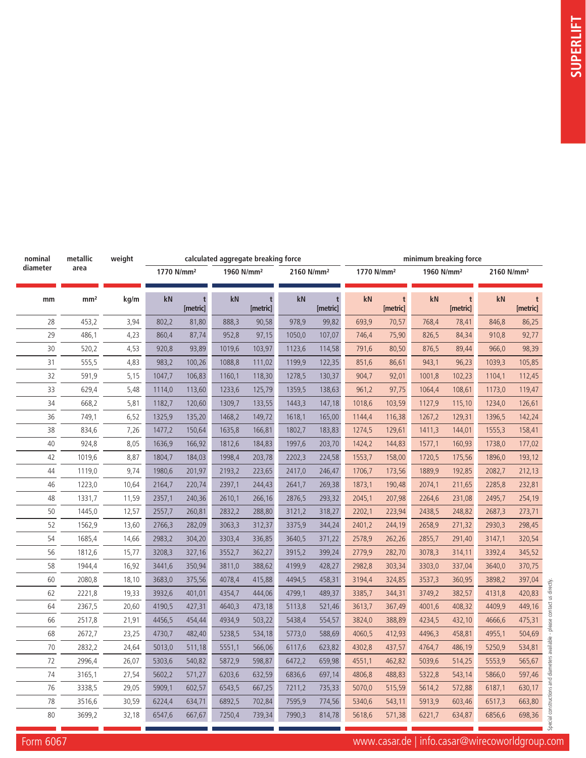| nominal diameter | metallic area | weight | calculated aggregate breaking force | | | | | | minimum breaking force | | | | | |
|---|---|---|---|---|---|---|---|---|---|---|---|---|---|---|
| | | | 1770 N/mm² | | 1960 N/mm² | | 2160 N/mm² | | 1770 N/mm² | | 1960 N/mm² | | 2160 N/mm² | |
| mm | mm² | kg/m | kN | t [metric] | kN | t [metric] | kN | t [metric] | kN | t [metric] | kN | t [metric] | kN | t [metric] |
| 28 | 453,2 | 3,94 | 802,2 | 81,80 | 888,3 | 90,58 | 978,9 | 99,82 | 693,9 | 70,57 | 768,4 | 78,41 | 846,8 | 86,25 |
| 29 | 486,1 | 4,23 | 860,4 | 87,74 | 952,8 | 97,15 | 1050,0 | 107,07 | 746,4 | 75,90 | 826,5 | 84,34 | 910,8 | 92,77 |
| 30 | 520,2 | 4,53 | 920,8 | 93,89 | 1019,6 | 103,97 | 1123,6 | 114,58 | 791,6 | 80,50 | 876,5 | 89,44 | 966,0 | 98,39 |
| 31 | 555,5 | 4,83 | 983,2 | 100,26 | 1088,8 | 111,02 | 1199,9 | 122,35 | 851,6 | 86,61 | 943,1 | 96,23 | 1039,3 | 105,85 |
| 32 | 591,9 | 5,15 | 1047,7 | 106,83 | 1160,1 | 118,30 | 1278,5 | 130,37 | 904,7 | 92,01 | 1001,8 | 102,23 | 1104,1 | 112,45 |
| 33 | 629,4 | 5,48 | 1114,0 | 113,60 | 1233,6 | 125,79 | 1359,5 | 138,63 | 961,2 | 97,75 | 1064,4 | 108,61 | 1173,0 | 119,47 |
| 34 | 668,2 | 5,81 | 1182,7 | 120,60 | 1309,7 | 133,55 | 1443,3 | 147,18 | 1018,6 | 103,59 | 1127,9 | 115,10 | 1234,0 | 126,61 |
| 36 | 749,1 | 6,52 | 1325,9 | 135,20 | 1468,2 | 149,72 | 1618,1 | 165,00 | 1144,4 | 116,38 | 1267,2 | 129,31 | 1396,5 | 142,24 |
| 38 | 834,6 | 7,26 | 1477,2 | 150,64 | 1635,8 | 166,81 | 1802,7 | 183,83 | 1274,5 | 129,61 | 1411,3 | 144,01 | 1555,3 | 158,41 |
| 40 | 924,8 | 8,05 | 1636,9 | 166,92 | 1812,6 | 184,83 | 1997,6 | 203,70 | 1424,2 | 144,83 | 1577,1 | 160,93 | 1738,0 | 177,02 |
| 42 | 1019,6 | 8,87 | 1804,7 | 184,03 | 1998,4 | 203,78 | 2202,3 | 224,58 | 1553,7 | 158,00 | 1720,5 | 175,56 | 1896,0 | 193,12 |
| 44 | 1119,0 | 9,74 | 1980,6 | 201,97 | 2193,2 | 223,65 | 2417,0 | 246,47 | 1706,7 | 173,56 | 1889,9 | 192,85 | 2082,7 | 212,13 |
| 46 | 1223,0 | 10,64 | 2164,7 | 220,74 | 2397,1 | 244,43 | 2641,7 | 269,38 | 1873,1 | 190,48 | 2074,1 | 211,65 | 2285,8 | 232,81 |
| 48 | 1331,7 | 11,59 | 2357,1 | 240,36 | 2610,1 | 266,16 | 2876,5 | 293,32 | 2045,1 | 207,98 | 2264,6 | 231,08 | 2495,7 | 254,19 |
| 50 | 1445,0 | 12,57 | 2557,7 | 260,81 | 2832,2 | 288,80 | 3121,2 | 318,27 | 2202,1 | 223,94 | 2438,5 | 248,82 | 2687,3 | 273,71 |
| 52 | 1562,9 | 13,60 | 2766,3 | 282,09 | 3063,3 | 312,37 | 3375,9 | 344,24 | 2401,2 | 244,19 | 2658,9 | 271,32 | 2930,3 | 298,45 |
| 54 | 1685,4 | 14,66 | 2983,2 | 304,20 | 3303,4 | 336,85 | 3640,5 | 371,22 | 2578,9 | 262,26 | 2855,7 | 291,40 | 3147,1 | 320,54 |
| 56 | 1812,6 | 15,77 | 3208,3 | 327,16 | 3552,7 | 362,27 | 3915,2 | 399,24 | 2779,9 | 282,70 | 3078,3 | 314,11 | 3392,4 | 345,52 |
| 58 | 1944,4 | 16,92 | 3441,6 | 350,94 | 3811,0 | 388,62 | 4199,9 | 428,27 | 2982,8 | 303,34 | 3303,0 | 337,04 | 3640,0 | 370,75 |
| 60 | 2080,8 | 18,10 | 3683,0 | 375,56 | 4078,4 | 415,88 | 4494,5 | 458,31 | 3194,4 | 324,85 | 3537,3 | 360,95 | 3898,2 | 397,04 |
| 62 | 2221,8 | 19,33 | 3932,6 | 401,01 | 4354,7 | 444,06 | 4799,1 | 489,37 | 3385,7 | 344,31 | 3749,2 | 382,57 | 4131,8 | 420,83 |
| 64 | 2367,5 | 20,60 | 4190,5 | 427,31 | 4640,3 | 473,18 | 5113,8 | 521,46 | 3613,7 | 367,49 | 4001,6 | 408,32 | 4409,9 | 449,16 |
| 66 | 2517,8 | 21,91 | 4456,5 | 454,44 | 4934,9 | 503,22 | 5438,4 | 554,57 | 3824,0 | 388,89 | 4234,5 | 432,10 | 4666,6 | 475,31 |
| 68 | 2672,7 | 23,25 | 4730,7 | 482,40 | 5238,5 | 534,18 | 5773,0 | 588,69 | 4060,5 | 412,93 | 4496,3 | 458,81 | 4955,1 | 504,69 |
| 70 | 2832,2 | 24,64 | 5013,0 | 511,18 | 5551,1 | 566,06 | 6117,6 | 623,82 | 4302,8 | 437,57 | 4764,7 | 486,19 | 5250,9 | 534,81 |
| 72 | 2996,4 | 26,07 | 5303,6 | 540,82 | 5872,9 | 598,87 | 6472,2 | 659,98 | 4551,1 | 462,82 | 5039,6 | 514,25 | 5553,9 | 565,67 |
| 74 | 3165,1 | 27,54 | 5602,2 | 571,27 | 6203,6 | 632,59 | 6836,6 | 697,14 | 4806,8 | 488,83 | 5322,8 | 543,14 | 5866,0 | 597,46 |
| 76 | 3338,5 | 29,05 | 5909,1 | 602,57 | 6543,5 | 667,25 | 7211,2 | 735,33 | 5070,0 | 515,59 | 5614,2 | 572,88 | 6187,1 | 630,17 |
| 78 | 3516,6 | 30,59 | 6224,4 | 634,71 | 6892,5 | 702,84 | 7595,9 | 774,56 | 5340,6 | 543,11 | 5913,9 | 603,46 | 6517,3 | 663,80 |
| 80 | 3699,2 | 32,18 | 6547,6 | 667,67 | 7250,4 | 739,34 | 7990,3 | 814,78 | 5618,6 | 571,38 | 6221,7 | 634,87 | 6856,6 | 698,36 |

Special constructions and diameters available - please contact us directly.

Form 6067

www.casar.de | info.casar@wirecoworldgroup.com